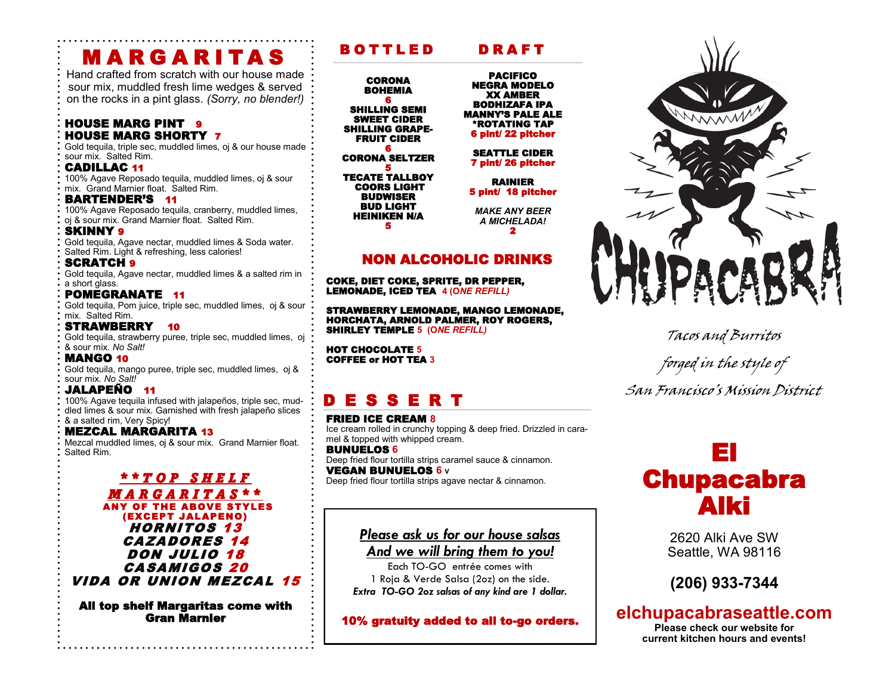# MARGARITAS

Hand crafted from scratch with our house made sour mix, muddled fresh lime wedges & served on the rocks in a pint glass. *(Sorry, no blender!)*

**HOUSE MARG PINT 9**
**HOUSE MARG SHORTY 7**
Gold tequila, triple sec, muddled limes, oj & our house made sour mix. Salted Rim.

**CADILLAC 11**
100% Agave Reposado tequila, muddled limes, oj & sour mix. Grand Marnier float. Salted Rim.

**BARTENDER'S 11**
100% Agave Reposado tequila, cranberry, muddled limes, oj & sour mix. Grand Marnier float. Salted Rim.

**SKINNY 9**
Gold tequila, Agave nectar, muddled limes & Soda water. Salted Rim. Light & refreshing, less calories!

**SCRATCH 9**
Gold tequila, Agave nectar, muddled limes & a salted rim in a short glass.

**POMEGRANATE 11**
Gold tequila, Pom juice, triple sec, muddled limes, oj & sour mix. Salted Rim.

**STRAWBERRY 10**
Gold tequila, strawberry puree, triple sec, muddled limes, oj & sour mix. *No Salt!*

**MANGO 10**
Gold tequila, mango puree, triple sec, muddled limes, oj & sour mix. *No Salt!*

**JALAPEÑO 11**
100% Agave tequila infused with jalapeños, triple sec, muddled limes & sour mix. Garnished with fresh jalapeño slices & a salted rim, Very Spicy!

**MEZCAL MARGARITA 13**
Mezcal muddled limes, oj & sour mix. Grand Marnier float. Salted Rim.

## **TOP SHELF MARGARITAS**

**ANY OF THE ABOVE STYLES (EXCEPT JALAPENO)**

***HORNITOS 13***
***CAZADORES 14***
***DON JULIO 18***
***CASAMIGOS 20***
***VIDA OR UNION MEZCAL 15***

**All top shelf Margaritas come with Gran Marnier**

# BOTTLED

**CORONA**
**BOHEMIA**
**6**

**SHILLING SEMI SWEET CIDER**
**SHILLING GRAPEFRUIT CIDER**
**6**

**CORONA SELTZER**
**5**

**TECATE TALLBOY**
**COORS LIGHT**
**BUDWISER**
**BUD LIGHT**
**HEINIKEN N/A**
**5**

# DRAFT

**PACIFICO**
**NEGRA MODELO**
**XX AMBER**
**BODHIZAFA IPA**
**MANNY'S PALE ALE**
**\*ROTATING TAP**
**6 pint/ 22 pitcher**

**SEATTLE CIDER**
**7 pint/ 26 pitcher**

**RAINIER**
**5 pint/ 18 pitcher**

***MAKE ANY BEER A MICHELADA!***
**2**

# NON ALCOHOLIC DRINKS

**COKE, DIET COKE, SPRITE, DR PEPPER, LEMONADE, ICED TEA 4** *(ONE REFILL)*

**STRAWBERRY LEMONADE, MANGO LEMONADE, HORCHATA, ARNOLD PALMER, ROY ROGERS, SHIRLEY TEMPLE 5** *(ONE REFILL)*

**HOT CHOCOLATE 5**
**COFFEE or HOT TEA 3**

# DESSERT

**FRIED ICE CREAM 8**
Ice cream rolled in crunchy topping & deep fried. Drizzled in caramel & topped with whipped cream.

**BUNUELOS 6**
Deep fried flour tortilla strips caramel sauce & cinnamon.

**VEGAN BUNUELOS 6** v
Deep fried flour tortilla strips agave nectar & cinnamon.

***Please ask us for our house salsas***
***And we will bring them to you!***

Each TO-GO entrée comes with
1 Roja & Verde Salsa (2oz) on the side.
***Extra TO-GO 2oz salsas of any kind are 1 dollar.***

**10% gratuity added to all to-go orders.**

# CHUPACABRA

*Tacos and Burritos forged in the style of San Francisco's Mission District*

# El Chupacabra Alki

2620 Alki Ave SW
Seattle, WA 98116

**(206) 933-7344**

**elchupacabraseattle.com**

**Please check our website for current kitchen hours and events!**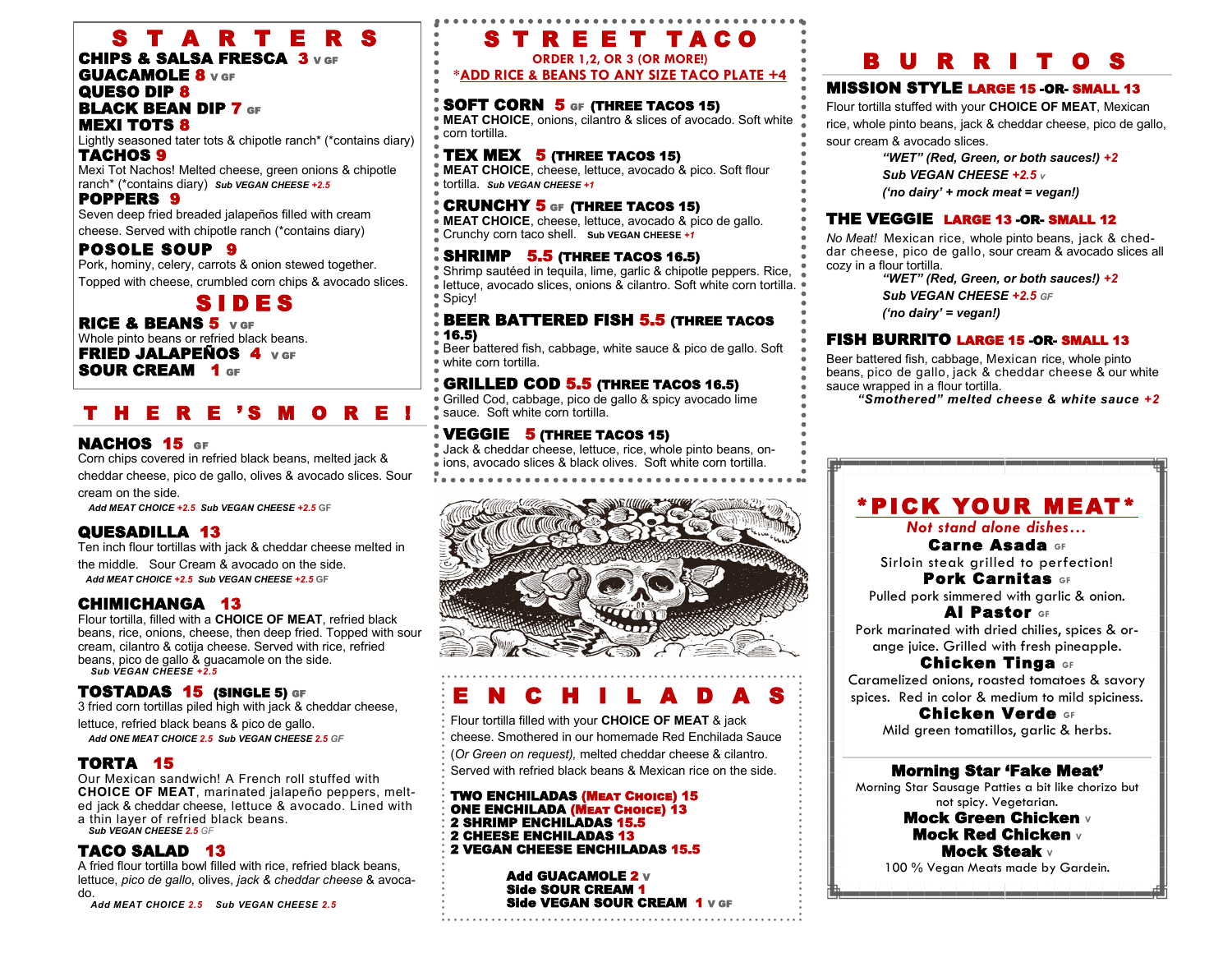# STARTERS

**CHIPS & SALSA FRESCA 3** V GF

**GUACAMOLE 8** V GF

**QUESO DIP 8**

**BLACK BEAN DIP 7** GF

**MEXI TOTS 8**
Lightly seasoned tater tots & chipotle ranch* (*contains diary)

**TACHOS 9**
Mexi Tot Nachos! Melted cheese, green onions & chipotle ranch* (*contains diary) *Sub VEGAN CHEESE +2.5*

**POPPERS 9**
Seven deep fried breaded jalapeños filled with cream cheese. Served with chipotle ranch (*contains diary)

**POSOLE SOUP 9**
Pork, hominy, celery, carrots & onion stewed together. Topped with cheese, crumbled corn chips & avocado slices.

# SIDES

**RICE & BEANS 5** V GF
Whole pinto beans or refried black beans.

**FRIED JALAPEÑOS 4** V GF

**SOUR CREAM 1** GF

# THERE'S MORE!

**NACHOS 15** GF
Corn chips covered in refried black beans, melted jack & cheddar cheese, pico de gallo, olives & avocado slices. Sour cream on the side.
*Add MEAT CHOICE +2.5 Sub VEGAN CHEESE +2.5* GF

**QUESADILLA 13**
Ten inch flour tortillas with jack & cheddar cheese melted in the middle. Sour Cream & avocado on the side.
*Add MEAT CHOICE +2.5 Sub VEGAN CHEESE +2.5* GF

**CHIMICHANGA 13**
Flour tortilla, filled with a **CHOICE OF MEAT**, refried black beans, rice, onions, cheese, then deep fried. Topped with sour cream, cilantro & cotija cheese. Served with rice, refried beans, pico de gallo & guacamole on the side.
*Sub VEGAN CHEESE +2.5*

**TOSTADAS 15 (SINGLE 5)** GF
3 fried corn tortillas piled high with jack & cheddar cheese, lettuce, refried black beans & pico de gallo.
*Add ONE MEAT CHOICE 2.5 Sub VEGAN CHEESE 2.5* GF

**TORTA 15**
Our Mexican sandwich! A French roll stuffed with **CHOICE OF MEAT**, marinated jalapeño peppers, melted jack & cheddar cheese, lettuce & avocado. Lined with a thin layer of refried black beans.
*Sub VEGAN CHEESE 2.5* GF

**TACO SALAD 13**
A fried flour tortilla bowl filled with rice, refried black beans, lettuce, *pico de gallo*, olives, *jack & cheddar cheese* & avocado.
*Add MEAT CHOICE 2.5 Sub VEGAN CHEESE 2.5*

# STREET TACO

ORDER 1,2, OR 3 (OR MORE!)
*ADD RICE & BEANS TO ANY SIZE TACO PLATE +4

**SOFT CORN 5** GF **(THREE TACOS 15)**
**MEAT CHOICE**, onions, cilantro & slices of avocado. Soft white corn tortilla.

**TEX MEX 5 (THREE TACOS 15)**
**MEAT CHOICE**, cheese, lettuce, avocado & pico. Soft flour tortilla. *Sub VEGAN CHEESE +1*

**CRUNCHY 5** GF **(THREE TACOS 15)**
**MEAT CHOICE**, cheese, lettuce, avocado & pico de gallo. Crunchy corn taco shell. *Sub VEGAN CHEESE +1*

**SHRIMP 5.5 (THREE TACOS 16.5)**
Shrimp sautéed in tequila, lime, garlic & chipotle peppers. Rice, lettuce, avocado slices, onions & cilantro. Soft white corn tortilla. Spicy!

**BEER BATTERED FISH 5.5 (THREE TACOS 16.5)**
Beer battered fish, cabbage, white sauce & pico de gallo. Soft white corn tortilla.

**GRILLED COD 5.5 (THREE TACOS 16.5)**
Grilled Cod, cabbage, pico de gallo & spicy avocado lime sauce. Soft white corn tortilla.

**VEGGIE 5 (THREE TACOS 15)**
Jack & cheddar cheese, lettuce, rice, whole pinto beans, onions, avocado slices & black olives. Soft white corn tortilla.

# ENCHILADAS

Flour tortilla filled with your **CHOICE OF MEAT** & jack cheese. Smothered in our homemade Red Enchilada Sauce (*Or Green on request*), melted cheddar cheese & cilantro. Served with refried black beans & Mexican rice on the side.

**TWO ENCHILADAS (MEAT CHOICE) 15**
**ONE ENCHILADA (MEAT CHOICE) 13**
**2 SHRIMP ENCHILADAS 15.5**
**2 CHEESE ENCHILADAS 13**
**2 VEGAN CHEESE ENCHILADAS 15.5**

**Add GUACAMOLE 2** V
**Side SOUR CREAM 1**
**Side VEGAN SOUR CREAM 1** V GF

# BURRITOS

**MISSION STYLE LARGE 15 -OR- SMALL 13**
Flour tortilla stuffed with your **CHOICE OF MEAT**, Mexican rice, whole pinto beans, jack & cheddar cheese, pico de gallo, sour cream & avocado slices.
*"WET" (Red, Green, or both sauces!) +2*
*Sub VEGAN CHEESE +2.5* V
*('no dairy' + mock meat = vegan!)*

**THE VEGGIE LARGE 13 -OR- SMALL 12**
*No Meat!* Mexican rice, whole pinto beans, jack & cheddar cheese, pico de gallo, sour cream & avocado slices all cozy in a flour tortilla.
*"WET" (Red, Green, or both sauces!) +2*
*Sub VEGAN CHEESE +2.5* GF
*('no dairy' = vegan!)*

**FISH BURRITO LARGE 15 -OR- SMALL 13**
Beer battered fish, cabbage, Mexican rice, whole pinto beans, pico de gallo, jack & cheddar cheese & our white sauce wrapped in a flour tortilla.
*"Smothered" melted cheese & white sauce +2*

# *PICK YOUR MEAT*

*Not stand alone dishes…*

**Carne Asada** GF
Sirloin steak grilled to perfection!

**Pork Carnitas** GF
Pulled pork simmered with garlic & onion.

**Al Pastor** GF
Pork marinated with dried chilies, spices & orange juice. Grilled with fresh pineapple.

**Chicken Tinga** GF
Caramelized onions, roasted tomatoes & savory spices. Red in color & medium to mild spiciness.

**Chicken Verde** GF
Mild green tomatillos, garlic & herbs.

**Morning Star 'Fake Meat'**
Morning Star Sausage Patties a bit like chorizo but not spicy. Vegetarian.

**Mock Green Chicken** V
**Mock Red Chicken** V
**Mock Steak** V
100 % Vegan Meats made by Gardein.